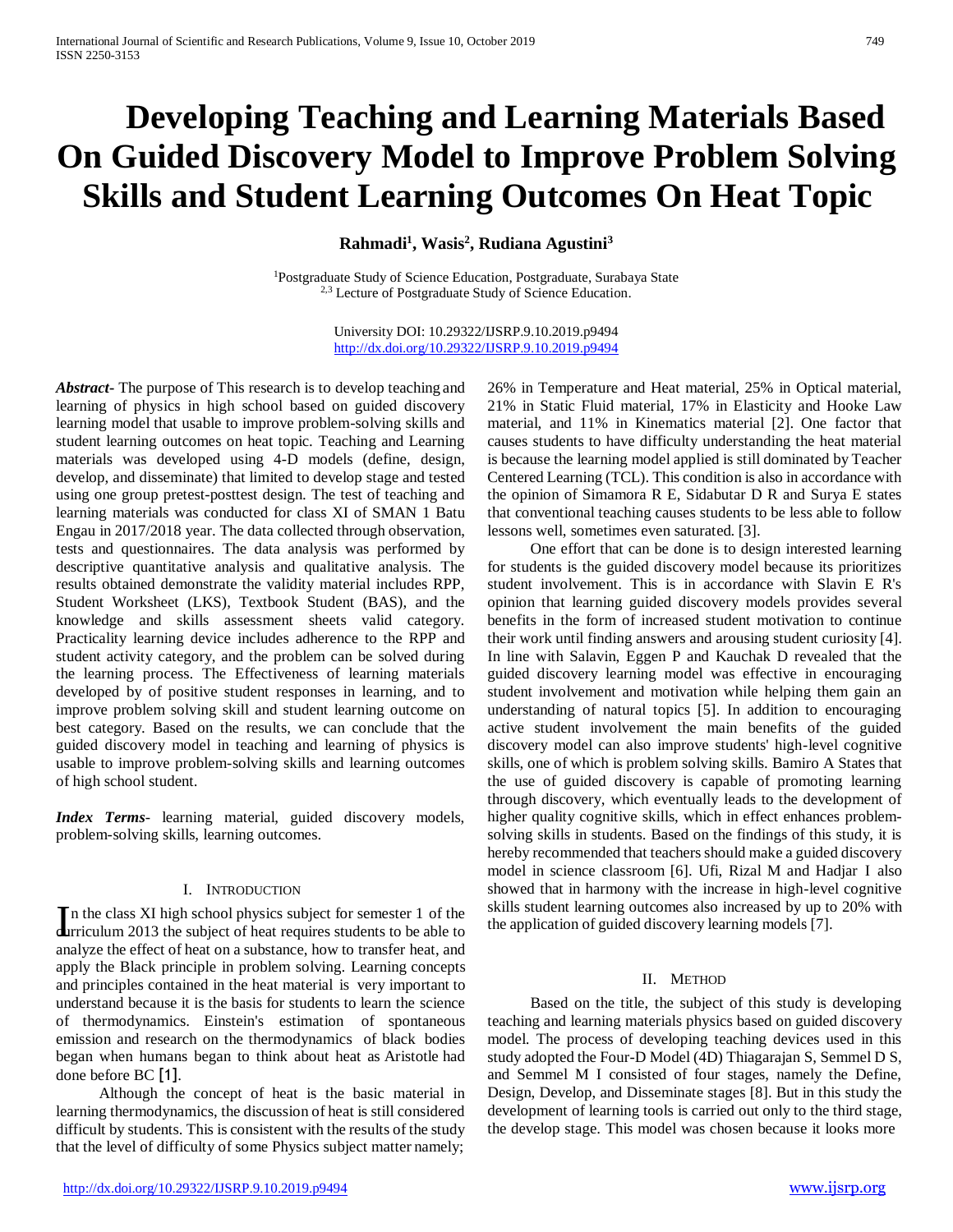# Developing Teaching and Learning Materials Based On Guided Discovery Model to Improve Problem Solving Skills and Student Learning Outcomes On Heat Topic

**Rahmadi[1], Wasis[2], Rudiana Agustini[3]**

[1]Postgraduate Study of Science Education, Postgraduate, Surabaya State
[2,3] Lecture of Postgraduate Study of Science Education.

University DOI: 10.29322/IJSRP.9.10.2019.p9494
http://dx.doi.org/10.29322/IJSRP.9.10.2019.p9494

***Abstract***- The purpose of This research is to develop teaching and learning of physics in high school based on guided discovery learning model that usable to improve problem-solving skills and student learning outcomes on heat topic. Teaching and Learning materials was developed using 4-D models (define, design, develop, and disseminate) that limited to develop stage and tested using one group pretest-posttest design. The test of teaching and learning materials was conducted for class XI of SMAN 1 Batu Engau in 2017/2018 year. The data collected through observation, tests and questionnaires. The data analysis was performed by descriptive quantitative analysis and qualitative analysis. The results obtained demonstrate the validity material includes RPP, Student Worksheet (LKS), Textbook Student (BAS), and the knowledge and skills assessment sheets valid category. Practicality learning device includes adherence to the RPP and student activity category, and the problem can be solved during the learning process. The Effectiveness of learning materials developed by of positive student responses in learning, and to improve problem solving skill and student learning outcome on best category. Based on the results, we can conclude that the guided discovery model in teaching and learning of physics is usable to improve problem-solving skills and learning outcomes of high school student.

***Index Terms***- learning material, guided discovery models, problem-solving skills, learning outcomes.

## I. Introduction

In the class XI high school physics subject for semester 1 of the curriculum 2013 the subject of heat requires students to be able to analyze the effect of heat on a substance, how to transfer heat, and apply the Black principle in problem solving. Learning concepts and principles contained in the heat material is very important to understand because it is the basis for students to learn the science of thermodynamics. Einstein's estimation of spontaneous emission and research on the thermodynamics of black bodies began when humans began to think about heat as Aristotle had done before BC [1].

Although the concept of heat is the basic material in learning thermodynamics, the discussion of heat is still considered difficult by students. This is consistent with the results of the study that the level of difficulty of some Physics subject matter namely; 26% in Temperature and Heat material, 25% in Optical material, 21% in Static Fluid material, 17% in Elasticity and Hooke Law material, and 11% in Kinematics material [2]. One factor that causes students to have difficulty understanding the heat material is because the learning model applied is still dominated by Teacher Centered Learning (TCL). This condition is also in accordance with the opinion of Simamora R E, Sidabutar D R and Surya E states that conventional teaching causes students to be less able to follow lessons well, sometimes even saturated. [3].

One effort that can be done is to design interested learning for students is the guided discovery model because its prioritizes student involvement. This is in accordance with Slavin E R's opinion that learning guided discovery models provides several benefits in the form of increased student motivation to continue their work until finding answers and arousing student curiosity [4]. In line with Salavin, Eggen P and Kauchak D revealed that the guided discovery learning model was effective in encouraging student involvement and motivation while helping them gain an understanding of natural topics [5]. In addition to encouraging active student involvement the main benefits of the guided discovery model can also improve students' high-level cognitive skills, one of which is problem solving skills. Bamiro A States that the use of guided discovery is capable of promoting learning through discovery, which eventually leads to the development of higher quality cognitive skills, which in effect enhances problem-solving skills in students. Based on the findings of this study, it is hereby recommended that teachers should make a guided discovery model in science classroom [6]. Ufi, Rizal M and Hadjar I also showed that in harmony with the increase in high-level cognitive skills student learning outcomes also increased by up to 20% with the application of guided discovery learning models [7].

## II. Method

Based on the title, the subject of this study is developing teaching and learning materials physics based on guided discovery model. The process of developing teaching devices used in this study adopted the Four-D Model (4D) Thiagarajan S, Semmel D S, and Semmel M I consisted of four stages, namely the Define, Design, Develop, and Disseminate stages [8]. But in this study the development of learning tools is carried out only to the third stage, the develop stage. This model was chosen because it looks more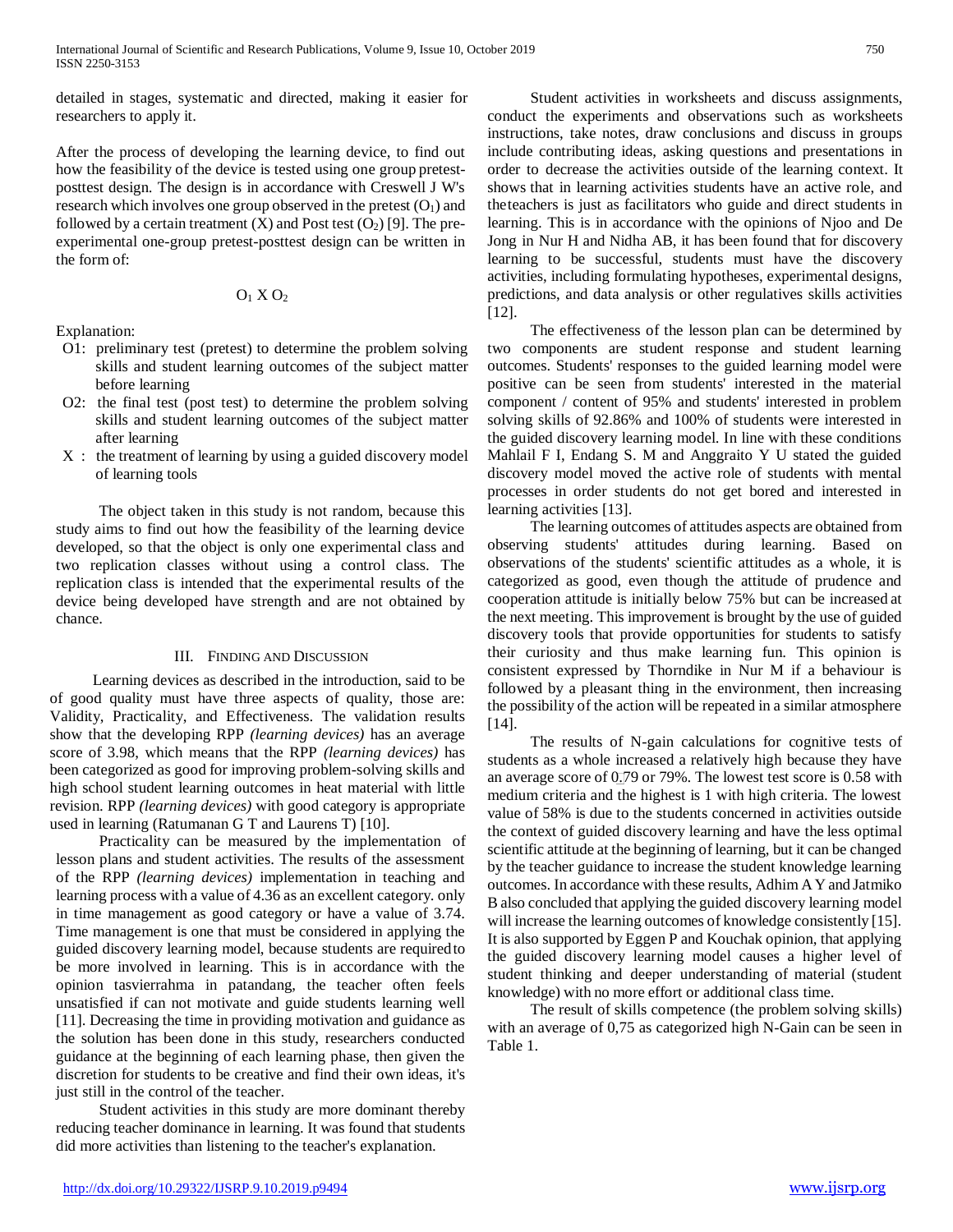detailed in stages, systematic and directed, making it easier for researchers to apply it.

After the process of developing the learning device, to find out how the feasibility of the device is tested using one group pretest-posttest design. The design is in accordance with Creswell J W's research which involves one group observed in the pretest ($O_1$) and followed by a certain treatment (X) and Post test ($O_2$) [9]. The pre-experimental one-group pretest-posttest design can be written in the form of:

$$O_1 \; X \; O_2$$

Explanation:

- O1: preliminary test (pretest) to determine the problem solving skills and student learning outcomes of the subject matter before learning
- O2: the final test (post test) to determine the problem solving skills and student learning outcomes of the subject matter after learning
- X : the treatment of learning by using a guided discovery model of learning tools

The object taken in this study is not random, because this study aims to find out how the feasibility of the learning device developed, so that the object is only one experimental class and two replication classes without using a control class. The replication class is intended that the experimental results of the device being developed have strength and are not obtained by chance.

## III. Finding and Discussion

Learning devices as described in the introduction, said to be of good quality must have three aspects of quality, those are: Validity, Practicality, and Effectiveness. The validation results show that the developing RPP *(learning devices)* has an average score of 3.98, which means that the RPP *(learning devices)* has been categorized as good for improving problem-solving skills and high school student learning outcomes in heat material with little revision. RPP *(learning devices)* with good category is appropriate used in learning (Ratumanan G T and Laurens T) [10].

Practicality can be measured by the implementation of lesson plans and student activities. The results of the assessment of the RPP *(learning devices)* implementation in teaching and learning process with a value of 4.36 as an excellent category. only in time management as good category or have a value of 3.74. Time management is one that must be considered in applying the guided discovery learning model, because students are required to be more involved in learning. This is in accordance with the opinion tasvierrahma in patandang, the teacher often feels unsatisfied if can not motivate and guide students learning well [11]. Decreasing the time in providing motivation and guidance as the solution has been done in this study, researchers conducted guidance at the beginning of each learning phase, then given the discretion for students to be creative and find their own ideas, it's just still in the control of the teacher.

Student activities in this study are more dominant thereby reducing teacher dominance in learning. It was found that students did more activities than listening to the teacher's explanation.

Student activities in worksheets and discuss assignments, conduct the experiments and observations such as worksheets instructions, take notes, draw conclusions and discuss in groups include contributing ideas, asking questions and presentations in order to decrease the activities outside of the learning context. It shows that in learning activities students have an active role, and theteachers is just as facilitators who guide and direct students in learning. This is in accordance with the opinions of Njoo and De Jong in Nur H and Nidha AB, it has been found that for discovery learning to be successful, students must have the discovery activities, including formulating hypotheses, experimental designs, predictions, and data analysis or other regulatives skills activities [12].

The effectiveness of the lesson plan can be determined by two components are student response and student learning outcomes. Students' responses to the guided learning model were positive can be seen from students' interested in the material component / content of 95% and students' interested in problem solving skills of 92.86% and 100% of students were interested in the guided discovery learning model. In line with these conditions Mahlail F I, Endang S. M and Anggraito Y U stated the guided discovery model moved the active role of students with mental processes in order students do not get bored and interested in learning activities [13].

The learning outcomes of attitudes aspects are obtained from observing students' attitudes during learning. Based on observations of the students' scientific attitudes as a whole, it is categorized as good, even though the attitude of prudence and cooperation attitude is initially below 75% but can be increased at the next meeting. This improvement is brought by the use of guided discovery tools that provide opportunities for students to satisfy their curiosity and thus make learning fun. This opinion is consistent expressed by Thorndike in Nur M if a behaviour is followed by a pleasant thing in the environment, then increasing the possibility of the action will be repeated in a similar atmosphere [14].

The results of N-gain calculations for cognitive tests of students as a whole increased a relatively high because they have an average score of 0.79 or 79%. The lowest test score is 0.58 with medium criteria and the highest is 1 with high criteria. The lowest value of 58% is due to the students concerned in activities outside the context of guided discovery learning and have the less optimal scientific attitude at the beginning of learning, but it can be changed by the teacher guidance to increase the student knowledge learning outcomes. In accordance with these results, Adhim A Y and Jatmiko B also concluded that applying the guided discovery learning model will increase the learning outcomes of knowledge consistently [15]. It is also supported by Eggen P and Kouchak opinion, that applying the guided discovery learning model causes a higher level of student thinking and deeper understanding of material (student knowledge) with no more effort or additional class time.

The result of skills competence (the problem solving skills) with an average of 0,75 as categorized high N-Gain can be seen in Table 1.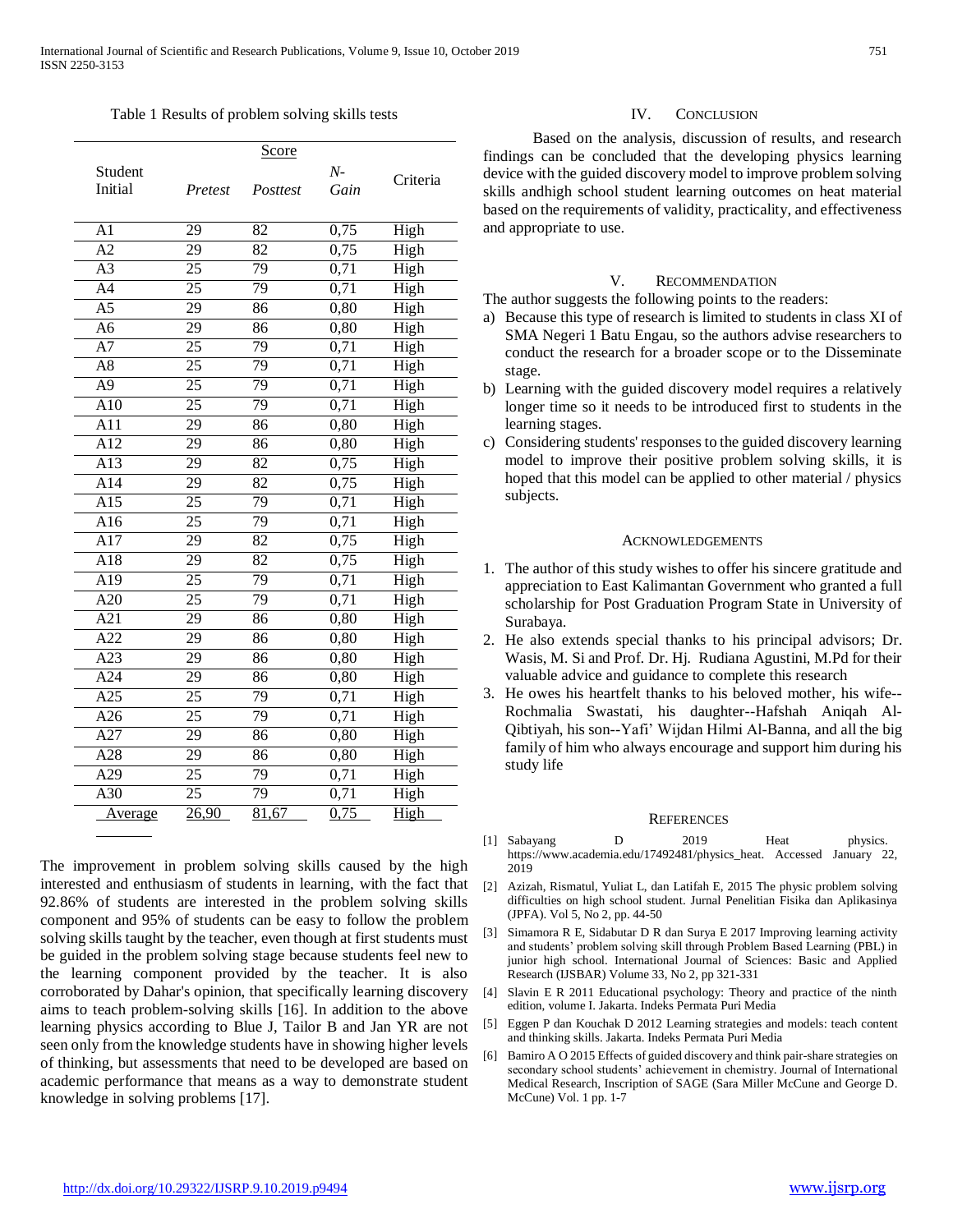Table 1 Results of problem solving skills tests

| Student Initial | Score | | | |
|---|---|---|---|---|
| | *Pretest* | *Posttest* | *N-Gain* | Criteria |
| A1 | 29 | 82 | 0,75 | High |
| A2 | 29 | 82 | 0,75 | High |
| A3 | 25 | 79 | 0,71 | High |
| A4 | 25 | 79 | 0,71 | High |
| A5 | 29 | 86 | 0,80 | High |
| A6 | 29 | 86 | 0,80 | High |
| A7 | 25 | 79 | 0,71 | High |
| A8 | 25 | 79 | 0,71 | High |
| A9 | 25 | 79 | 0,71 | High |
| A10 | 25 | 79 | 0,71 | High |
| A11 | 29 | 86 | 0,80 | High |
| A12 | 29 | 86 | 0,80 | High |
| A13 | 29 | 82 | 0,75 | High |
| A14 | 29 | 82 | 0,75 | High |
| A15 | 25 | 79 | 0,71 | High |
| A16 | 25 | 79 | 0,71 | High |
| A17 | 29 | 82 | 0,75 | High |
| A18 | 29 | 82 | 0,75 | High |
| A19 | 25 | 79 | 0,71 | High |
| A20 | 25 | 79 | 0,71 | High |
| A21 | 29 | 86 | 0,80 | High |
| A22 | 29 | 86 | 0,80 | High |
| A23 | 29 | 86 | 0,80 | High |
| A24 | 29 | 86 | 0,80 | High |
| A25 | 25 | 79 | 0,71 | High |
| A26 | 25 | 79 | 0,71 | High |
| A27 | 29 | 86 | 0,80 | High |
| A28 | 29 | 86 | 0,80 | High |
| A29 | 25 | 79 | 0,71 | High |
| A30 | 25 | 79 | 0,71 | High |
| Average | 26,90 | 81,67 | 0,75 | High |

The improvement in problem solving skills caused by the high interested and enthusiasm of students in learning, with the fact that 92.86% of students are interested in the problem solving skills component and 95% of students can be easy to follow the problem solving skills taught by the teacher, even though at first students must be guided in the problem solving stage because students feel new to the learning component provided by the teacher. It is also corroborated by Dahar's opinion, that specifically learning discovery aims to teach problem-solving skills [16]. In addition to the above learning physics according to Blue J, Tailor B and Jan YR are not seen only from the knowledge students have in showing higher levels of thinking, but assessments that need to be developed are based on academic performance that means as a way to demonstrate student knowledge in solving problems [17].

## IV. Conclusion

Based on the analysis, discussion of results, and research findings can be concluded that the developing physics learning device with the guided discovery model to improve problem solving skills andhigh school student learning outcomes on heat material based on the requirements of validity, practicality, and effectiveness and appropriate to use.

## V. Recommendation

The author suggests the following points to the readers:

a) Because this type of research is limited to students in class XI of SMA Negeri 1 Batu Engau, so the authors advise researchers to conduct the research for a broader scope or to the Disseminate stage.
b) Learning with the guided discovery model requires a relatively longer time so it needs to be introduced first to students in the learning stages.
c) Considering students' responses to the guided discovery learning model to improve their positive problem solving skills, it is hoped that this model can be applied to other material / physics subjects.

## Acknowledgements

1. The author of this study wishes to offer his sincere gratitude and appreciation to East Kalimantan Government who granted a full scholarship for Post Graduation Program State in University of Surabaya.
2. He also extends special thanks to his principal advisors; Dr. Wasis, M. Si and Prof. Dr. Hj. Rudiana Agustini, M.Pd for their valuable advice and guidance to complete this research
3. He owes his heartfelt thanks to his beloved mother, his wife--Rochmalia Swastati, his daughter--Hafshah Aniqah Al-Qibtiyah, his son--Yafi' Wijdan Hilmi Al-Banna, and all the big family of him who always encourage and support him during his study life

## References

[1] Sabayang D 2019 Heat physics. https://www.academia.edu/17492481/physics_heat. Accessed January 22, 2019

[2] Azizah, Rismatul, Yuliat L, dan Latifah E, 2015 The physic problem solving difficulties on high school student. Jurnal Penelitian Fisika dan Aplikasinya (JPFA). Vol 5, No 2, pp. 44-50

[3] Simamora R E, Sidabutar D R dan Surya E 2017 Improving learning activity and students' problem solving skill through Problem Based Learning (PBL) in junior high school. International Journal of Sciences: Basic and Applied Research (IJSBAR) Volume 33, No 2, pp 321-331

[4] Slavin E R 2011 Educational psychology: Theory and practice of the ninth edition, volume I. Jakarta. Indeks Permata Puri Media

[5] Eggen P dan Kouchak D 2012 Learning strategies and models: teach content and thinking skills. Jakarta. Indeks Permata Puri Media

[6] Bamiro A O 2015 Effects of guided discovery and think pair-share strategies on secondary school students' achievement in chemistry. Journal of International Medical Research, Inscription of SAGE (Sara Miller McCune and George D. McCune) Vol. 1 pp. 1-7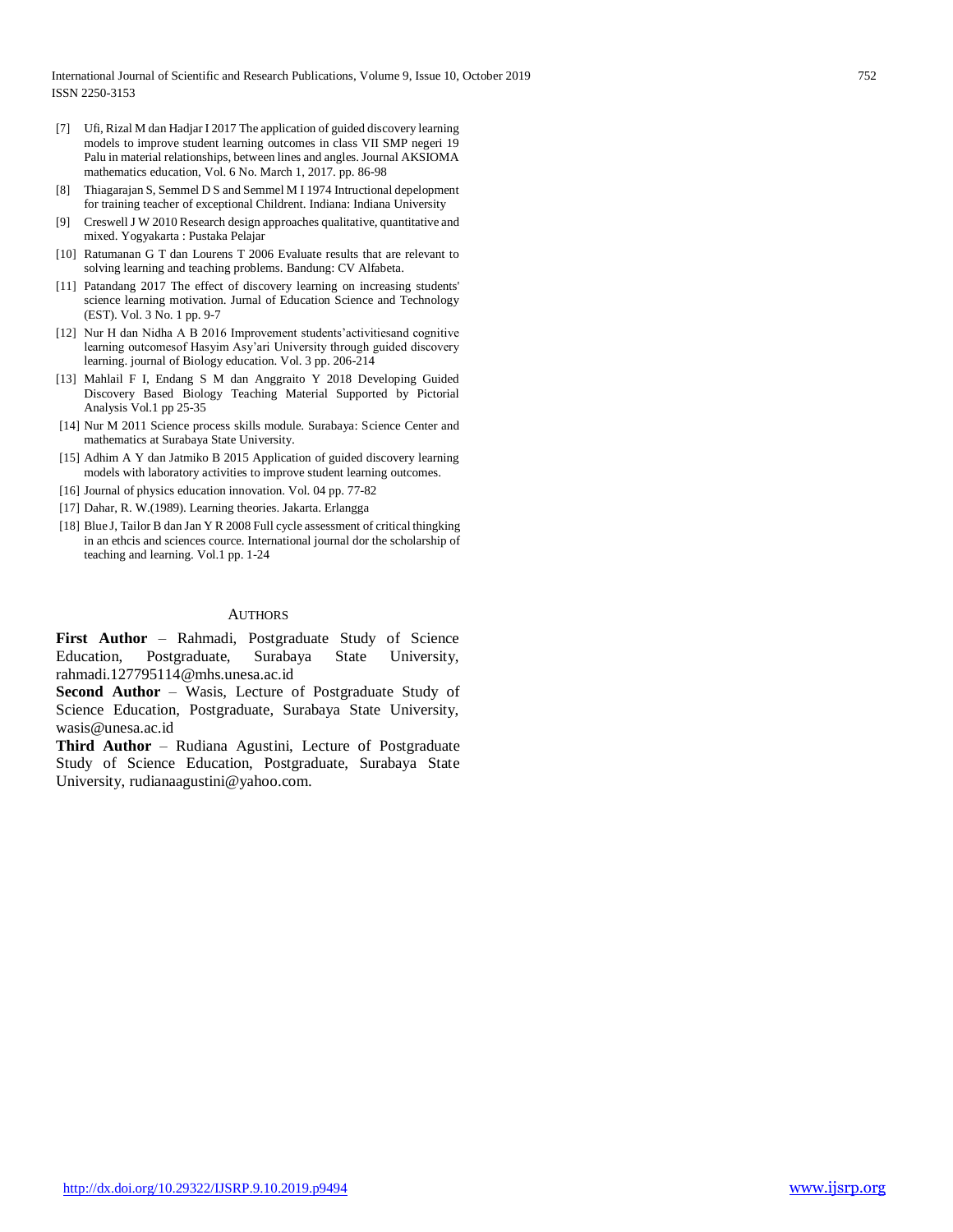[7] Ufi, Rizal M dan Hadjar I 2017 The application of guided discovery learning models to improve student learning outcomes in class VII SMP negeri 19 Palu in material relationships, between lines and angles. Journal AKSIOMA mathematics education, Vol. 6 No. March 1, 2017. pp. 86-98

[8] Thiagarajan S, Semmel D S and Semmel M I 1974 Intructional depelopment for training teacher of exceptional Childrent. Indiana: Indiana University

[9] Creswell J W 2010 Research design approaches qualitative, quantitative and mixed. Yogyakarta : Pustaka Pelajar

[10] Ratumanan G T dan Lourens T 2006 Evaluate results that are relevant to solving learning and teaching problems. Bandung: CV Alfabeta.

[11] Patandang 2017 The effect of discovery learning on increasing students' science learning motivation. Jurnal of Education Science and Technology (EST). Vol. 3 No. 1 pp. 9-7

[12] Nur H dan Nidha A B 2016 Improvement students'activitiesand cognitive learning outcomesof Hasyim Asy'ari University through guided discovery learning. journal of Biology education. Vol. 3 pp. 206-214

[13] Mahlail F I, Endang S M dan Anggraito Y 2018 Developing Guided Discovery Based Biology Teaching Material Supported by Pictorial Analysis Vol.1 pp 25-35

[14] Nur M 2011 Science process skills module. Surabaya: Science Center and mathematics at Surabaya State University.

[15] Adhim A Y dan Jatmiko B 2015 Application of guided discovery learning models with laboratory activities to improve student learning outcomes.

[16] Journal of physics education innovation. Vol. 04 pp. 77-82

[17] Dahar, R. W.(1989). Learning theories. Jakarta. Erlangga

[18] Blue J, Tailor B dan Jan Y R 2008 Full cycle assessment of critical thingking in an ethcis and sciences cource. International journal dor the scholarship of teaching and learning. Vol.1 pp. 1-24

## AUTHORS

**First Author** – Rahmadi, Postgraduate Study of Science Education, Postgraduate, Surabaya State University, rahmadi.127795114@mhs.unesa.ac.id

**Second Author** – Wasis, Lecture of Postgraduate Study of Science Education, Postgraduate, Surabaya State University, wasis@unesa.ac.id

**Third Author** – Rudiana Agustini, Lecture of Postgraduate Study of Science Education, Postgraduate, Surabaya State University, rudianaagustini@yahoo.com.